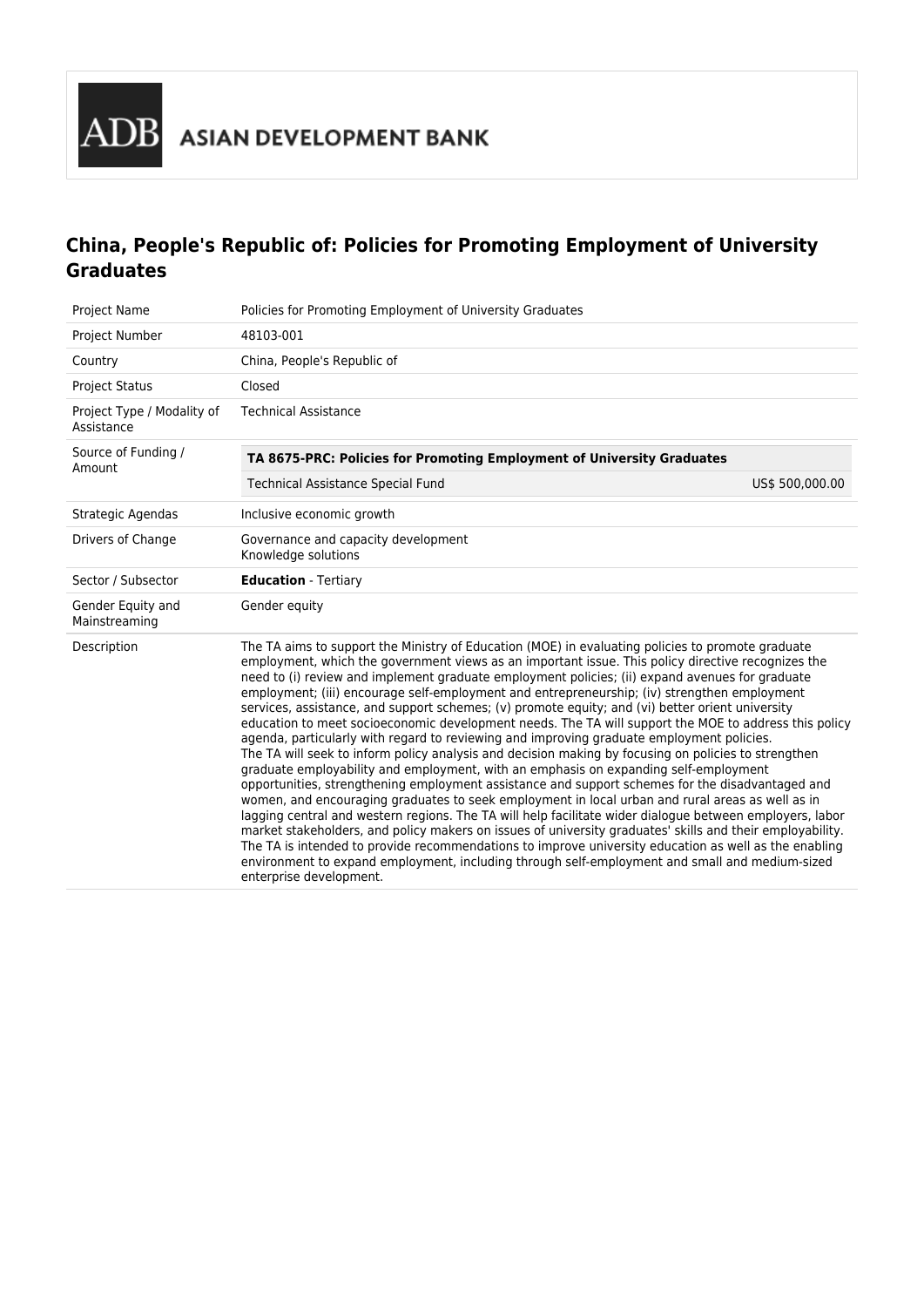ADB ASIAN DEVELOPMENT BANK

# China, People's Republic of: Policies for Promoting Employment of University Graduates

| | |
|---|---|
| Project Name | Policies for Promoting Employment of University Graduates |
| Project Number | 48103-001 |
| Country | China, People's Republic of |
| Project Status | Closed |
| Project Type / Modality of Assistance | Technical Assistance |
| Source of Funding / Amount | **TA 8675-PRC: Policies for Promoting Employment of University Graduates**<br>Technical Assistance Special Fund — US$ 500,000.00 |
| Strategic Agendas | Inclusive economic growth |
| Drivers of Change | Governance and capacity development<br>Knowledge solutions |
| Sector / Subsector | **Education** - Tertiary |
| Gender Equity and Mainstreaming | Gender equity |
| Description | The TA aims to support the Ministry of Education (MOE) in evaluating policies to promote graduate employment, which the government views as an important issue. This policy directive recognizes the need to (i) review and implement graduate employment policies; (ii) expand avenues for graduate employment; (iii) encourage self-employment and entrepreneurship; (iv) strengthen employment services, assistance, and support schemes; (v) promote equity; and (vi) better orient university education to meet socioeconomic development needs. The TA will support the MOE to address this policy agenda, particularly with regard to reviewing and improving graduate employment policies.<br>The TA will seek to inform policy analysis and decision making by focusing on policies to strengthen graduate employability and employment, with an emphasis on expanding self-employment opportunities, strengthening employment assistance and support schemes for the disadvantaged and women, and encouraging graduates to seek employment in local urban and rural areas as well as in lagging central and western regions. The TA will help facilitate wider dialogue between employers, labor market stakeholders, and policy makers on issues of university graduates' skills and their employability. The TA is intended to provide recommendations to improve university education as well as the enabling environment to expand employment, including through self-employment and small and medium-sized enterprise development. |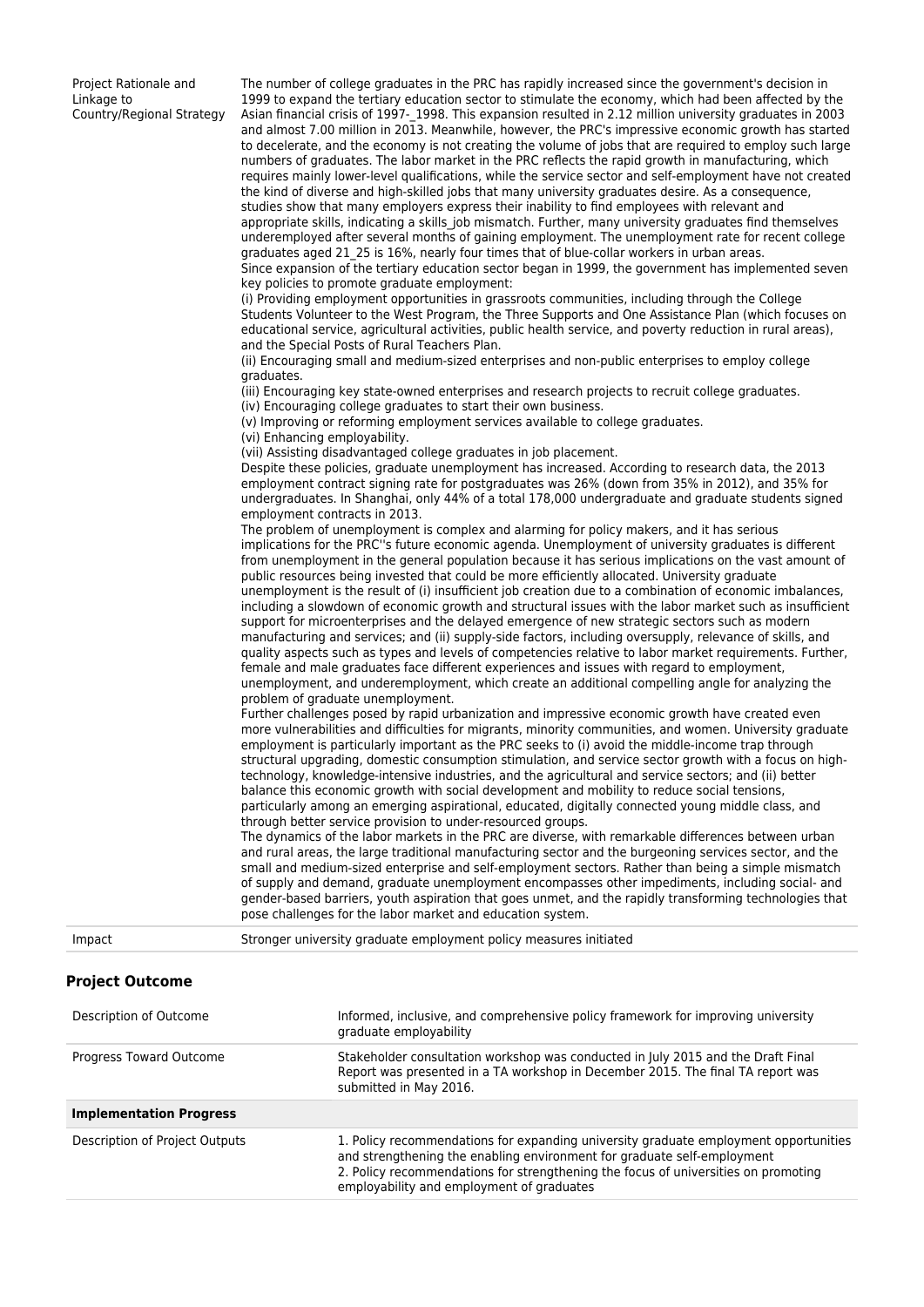| | |
|---|---|
| Project Rationale and Linkage to Country/Regional Strategy | The number of college graduates in the PRC has rapidly increased since the government's decision in 1999 to expand the tertiary education sector to stimulate the economy, which had been affected by the Asian financial crisis of 1997-_1998. This expansion resulted in 2.12 million university graduates in 2003 and almost 7.00 million in 2013. Meanwhile, however, the PRC's impressive economic growth has started to decelerate, and the economy is not creating the volume of jobs that are required to employ such large numbers of graduates. The labor market in the PRC reflects the rapid growth in manufacturing, which requires mainly lower-level qualifications, while the service sector and self-employment have not created the kind of diverse and high-skilled jobs that many university graduates desire. As a consequence, studies show that many employers express their inability to find employees with relevant and appropriate skills, indicating a skills_job mismatch. Further, many university graduates find themselves underemployed after several months of gaining employment. The unemployment rate for recent college graduates aged 21_25 is 16%, nearly four times that of blue-collar workers in urban areas.<br>Since expansion of the tertiary education sector began in 1999, the government has implemented seven key policies to promote graduate employment:<br>(i) Providing employment opportunities in grassroots communities, including through the College Students Volunteer to the West Program, the Three Supports and One Assistance Plan (which focuses on educational service, agricultural activities, public health service, and poverty reduction in rural areas), and the Special Posts of Rural Teachers Plan.<br>(ii) Encouraging small and medium-sized enterprises and non-public enterprises to employ college graduates.<br>(iii) Encouraging key state-owned enterprises and research projects to recruit college graduates.<br>(iv) Encouraging college graduates to start their own business.<br>(v) Improving or reforming employment services available to college graduates.<br>(vi) Enhancing employability.<br>(vii) Assisting disadvantaged college graduates in job placement.<br>Despite these policies, graduate unemployment has increased. According to research data, the 2013 employment contract signing rate for postgraduates was 26% (down from 35% in 2012), and 35% for undergraduates. In Shanghai, only 44% of a total 178,000 undergraduate and graduate students signed employment contracts in 2013.<br>The problem of unemployment is complex and alarming for policy makers, and it has serious implications for the PRC''s future economic agenda. Unemployment of university graduates is different from unemployment in the general population because it has serious implications on the vast amount of public resources being invested that could be more efficiently allocated. University graduate unemployment is the result of (i) insufficient job creation due to a combination of economic imbalances, including a slowdown of economic growth and structural issues with the labor market such as insufficient support for microenterprises and the delayed emergence of new strategic sectors such as modern manufacturing and services; and (ii) supply-side factors, including oversupply, relevance of skills, and quality aspects such as types and levels of competencies relative to labor market requirements. Further, female and male graduates face different experiences and issues with regard to employment, unemployment, and underemployment, which create an additional compelling angle for analyzing the problem of graduate unemployment.<br>Further challenges posed by rapid urbanization and impressive economic growth have created even more vulnerabilities and difficulties for migrants, minority communities, and women. University graduate employment is particularly important as the PRC seeks to (i) avoid the middle-income trap through structural upgrading, domestic consumption stimulation, and service sector growth with a focus on high-technology, knowledge-intensive industries, and the agricultural and service sectors; and (ii) better balance this economic growth with social development and mobility to reduce social tensions, particularly among an emerging aspirational, educated, digitally connected young middle class, and through better service provision to under-resourced groups.<br>The dynamics of the labor markets in the PRC are diverse, with remarkable differences between urban and rural areas, the large traditional manufacturing sector and the burgeoning services sector, and the small and medium-sized enterprise and self-employment sectors. Rather than being a simple mismatch of supply and demand, graduate unemployment encompasses other impediments, including social- and gender-based barriers, youth aspiration that goes unmet, and the rapidly transforming technologies that pose challenges for the labor market and education system. |
| Impact | Stronger university graduate employment policy measures initiated |

## Project Outcome

| | |
|---|---|
| Description of Outcome | Informed, inclusive, and comprehensive policy framework for improving university graduate employability |
| Progress Toward Outcome | Stakeholder consultation workshop was conducted in July 2015 and the Draft Final Report was presented in a TA workshop in December 2015. The final TA report was submitted in May 2016. |
| **Implementation Progress** | |
| Description of Project Outputs | 1. Policy recommendations for expanding university graduate employment opportunities and strengthening the enabling environment for graduate self-employment<br>2. Policy recommendations for strengthening the focus of universities on promoting employability and employment of graduates |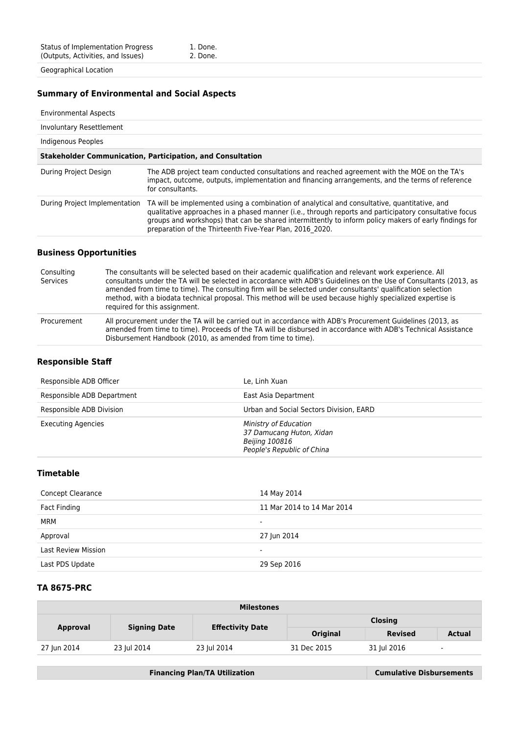| | |
|---|---|
| Status of Implementation Progress (Outputs, Activities, and Issues) | 1. Done.<br>2. Done. |
| Geographical Location | |

### Summary of Environmental and Social Aspects

| | |
|---|---|
| Environmental Aspects | |
| Involuntary Resettlement | |
| Indigenous Peoples | |
| **Stakeholder Communication, Participation, and Consultation** | |
| During Project Design | The ADB project team conducted consultations and reached agreement with the MOE on the TA's impact, outcome, outputs, implementation and financing arrangements, and the terms of reference for consultants. |
| During Project Implementation | TA will be implemented using a combination of analytical and consultative, quantitative, and qualitative approaches in a phased manner (i.e., through reports and participatory consultative focus groups and workshops) that can be shared intermittently to inform policy makers of early findings for preparation of the Thirteenth Five-Year Plan, 2016_2020. |

### Business Opportunities

| | |
|---|---|
| Consulting Services | The consultants will be selected based on their academic qualification and relevant work experience. All consultants under the TA will be selected in accordance with ADB's Guidelines on the Use of Consultants (2013, as amended from time to time). The consulting firm will be selected under consultants' qualification selection method, with a biodata technical proposal. This method will be used because highly specialized expertise is required for this assignment. |
| Procurement | All procurement under the TA will be carried out in accordance with ADB's Procurement Guidelines (2013, as amended from time to time). Proceeds of the TA will be disbursed in accordance with ADB's Technical Assistance Disbursement Handbook (2010, as amended from time to time). |

### Responsible Staff

| | |
|---|---|
| Responsible ADB Officer | Le, Linh Xuan |
| Responsible ADB Department | East Asia Department |
| Responsible ADB Division | Urban and Social Sectors Division, EARD |
| Executing Agencies | *Ministry of Education*<br>*37 Damucang Huton, Xidan*<br>*Beijing 100816*<br>*People's Republic of China* |

### Timetable

| | |
|---|---|
| Concept Clearance | 14 May 2014 |
| Fact Finding | 11 Mar 2014 to 14 Mar 2014 |
| MRM | - |
| Approval | 27 Jun 2014 |
| Last Review Mission | - |
| Last PDS Update | 29 Sep 2016 |

### TA 8675-PRC

| Milestones | | | | | |
|---|---|---|---|---|---|
| Approval | Signing Date | Effectivity Date | Closing | | |
| | | | Original | Revised | Actual |
| 27 Jun 2014 | 23 Jul 2014 | 23 Jul 2014 | 31 Dec 2015 | 31 Jul 2016 | - |

| Financing Plan/TA Utilization | Cumulative Disbursements |
|---|---|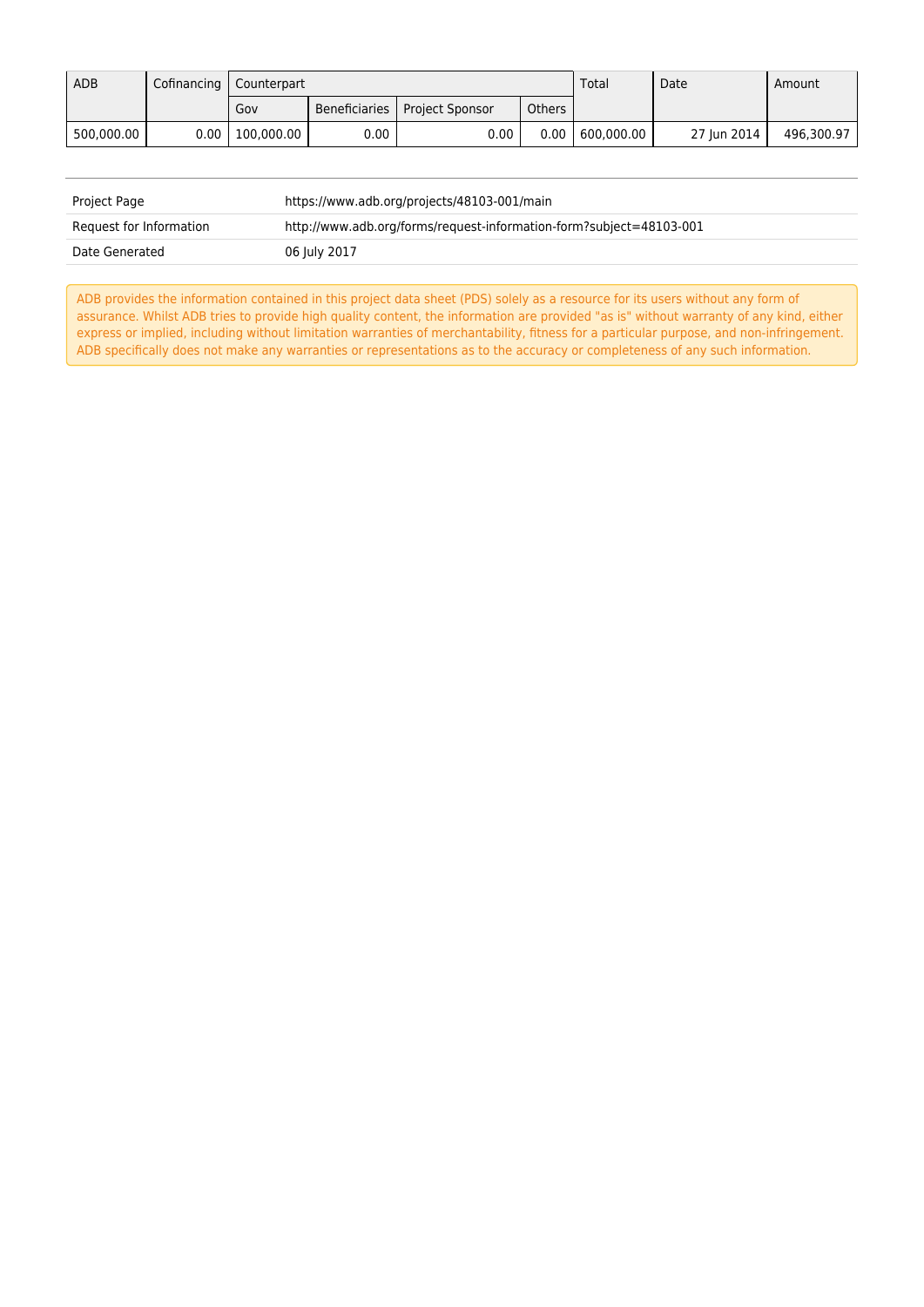| ADB | Cofinancing | Counterpart | | | | Total | Date | Amount |
|---|---|---|---|---|---|---|---|---|
| | | Gov | Beneficiaries | Project Sponsor | Others | | | |
| 500,000.00 | 0.00 | 100,000.00 | 0.00 | 0.00 | 0.00 | 600,000.00 | 27 Jun 2014 | 496,300.97 |

| | |
|---|---|
| Project Page | https://www.adb.org/projects/48103-001/main |
| Request for Information | http://www.adb.org/forms/request-information-form?subject=48103-001 |
| Date Generated | 06 July 2017 |

ADB provides the information contained in this project data sheet (PDS) solely as a resource for its users without any form of assurance. Whilst ADB tries to provide high quality content, the information are provided "as is" without warranty of any kind, either express or implied, including without limitation warranties of merchantability, fitness for a particular purpose, and non-infringement. ADB specifically does not make any warranties or representations as to the accuracy or completeness of any such information.